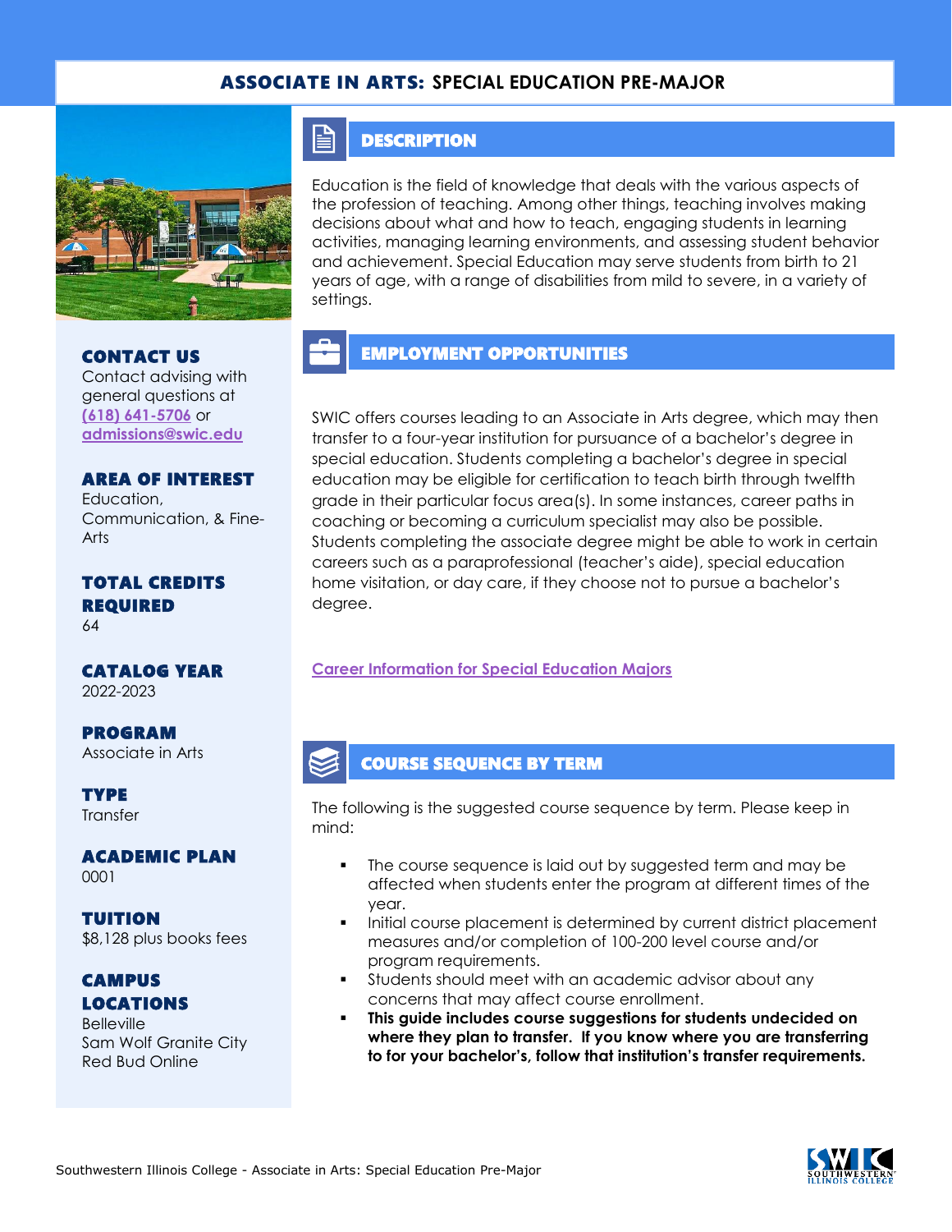# ASSOCIATE IN ARTS: SPECIAL EDUCATION PRE-MAJOR

### CONTACT US
Contact advising with general questions at (618) 641-5706 or admissions@swic.edu

### AREA OF INTEREST
Education, Communication, & Fine-Arts

### TOTAL CREDITS REQUIRED
64

### CATALOG YEAR
2022-2023

### PROGRAM
Associate in Arts

### TYPE
Transfer

### ACADEMIC PLAN
0001

### TUITION
$8,128 plus books fees

### CAMPUS LOCATIONS
Belleville
Sam Wolf Granite City
Red Bud Online

## DESCRIPTION

Education is the field of knowledge that deals with the various aspects of the profession of teaching. Among other things, teaching involves making decisions about what and how to teach, engaging students in learning activities, managing learning environments, and assessing student behavior and achievement. Special Education may serve students from birth to 21 years of age, with a range of disabilities from mild to severe, in a variety of settings.

## EMPLOYMENT OPPORTUNITIES

SWIC offers courses leading to an Associate in Arts degree, which may then transfer to a four-year institution for pursuance of a bachelor's degree in special education. Students completing a bachelor's degree in special education may be eligible for certification to teach birth through twelfth grade in their particular focus area(s). In some instances, career paths in coaching or becoming a curriculum specialist may also be possible. Students completing the associate degree might be able to work in certain careers such as a paraprofessional (teacher's aide), special education home visitation, or day care, if they choose not to pursue a bachelor's degree.

Career Information for Special Education Majors

## COURSE SEQUENCE BY TERM

The following is the suggested course sequence by term. Please keep in mind:

- The course sequence is laid out by suggested term and may be affected when students enter the program at different times of the year.
- Initial course placement is determined by current district placement measures and/or completion of 100-200 level course and/or program requirements.
- Students should meet with an academic advisor about any concerns that may affect course enrollment.
- **This guide includes course suggestions for students undecided on where they plan to transfer. If you know where you are transferring to for your bachelor's, follow that institution's transfer requirements.**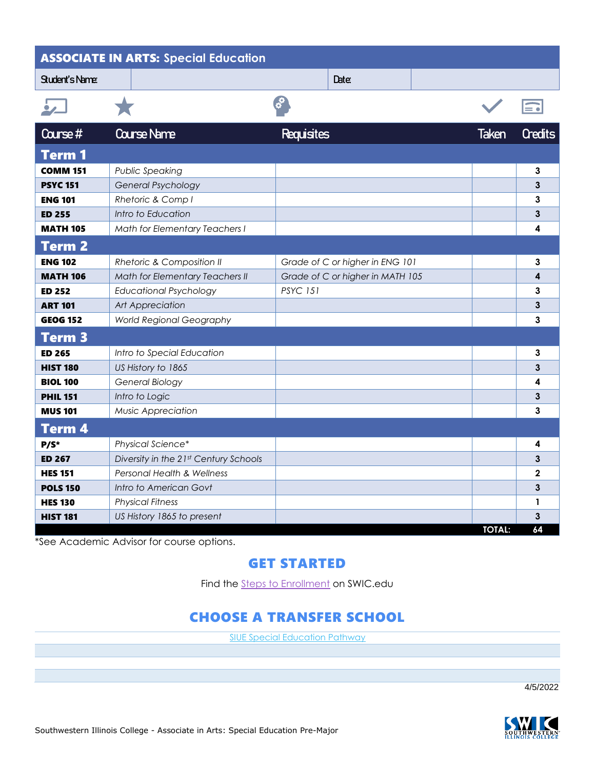# ASSOCIATE IN ARTS: Special Education

| Student's Name: | | Date: | |
|---|---|---|---|

| Course # | Course Name | Requisites | Taken | Credits |
|---|---|---|---|---|
| **Term 1** | | | | |
| **COMM 151** | *Public Speaking* | | | 3 |
| **PSYC 151** | *General Psychology* | | | 3 |
| **ENG 101** | *Rhetoric & Comp I* | | | 3 |
| **ED 255** | *Intro to Education* | | | 3 |
| **MATH 105** | *Math for Elementary Teachers I* | | | 4 |
| **Term 2** | | | | |
| **ENG 102** | *Rhetoric & Composition II* | *Grade of C or higher in ENG 101* | | 3 |
| **MATH 106** | *Math for Elementary Teachers II* | *Grade of C or higher in MATH 105* | | 4 |
| **ED 252** | *Educational Psychology* | *PSYC 151* | | 3 |
| **ART 101** | *Art Appreciation* | | | 3 |
| **GEOG 152** | *World Regional Geography* | | | 3 |
| **Term 3** | | | | |
| **ED 265** | *Intro to Special Education* | | | 3 |
| **HIST 180** | *US History to 1865* | | | 3 |
| **BIOL 100** | *General Biology* | | | 4 |
| **PHIL 151** | *Intro to Logic* | | | 3 |
| **MUS 101** | *Music Appreciation* | | | 3 |
| **Term 4** | | | | |
| **P/S*** | *Physical Science** | | | 4 |
| **ED 267** | *Diversity in the 21st Century Schools* | | | 3 |
| **HES 151** | *Personal Health & Wellness* | | | 2 |
| **POLS 150** | *Intro to American Govt* | | | 3 |
| **HES 130** | *Physical Fitness* | | | 1 |
| **HIST 181** | *US History 1865 to present* | | | 3 |
| | | | **TOTAL:** | **64** |

*See Academic Advisor for course options.

## GET STARTED

Find the Steps to Enrollment on SWIC.edu

## CHOOSE A TRANSFER SCHOOL

SIUE Special Education Pathway

4/5/2022

Southwestern Illinois College - Associate in Arts: Special Education Pre-Major